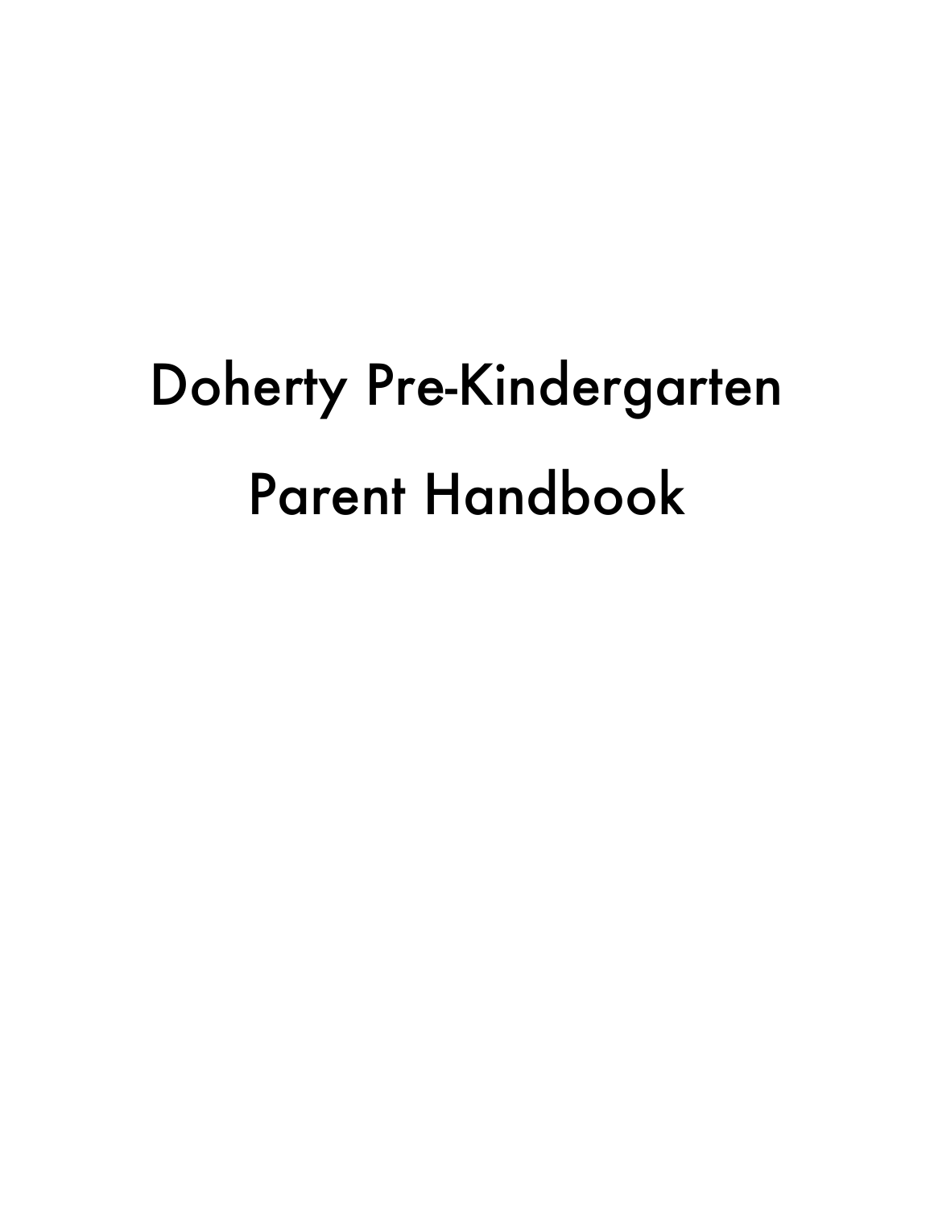# Doherty Pre-Kindergarten

# Parent Handbook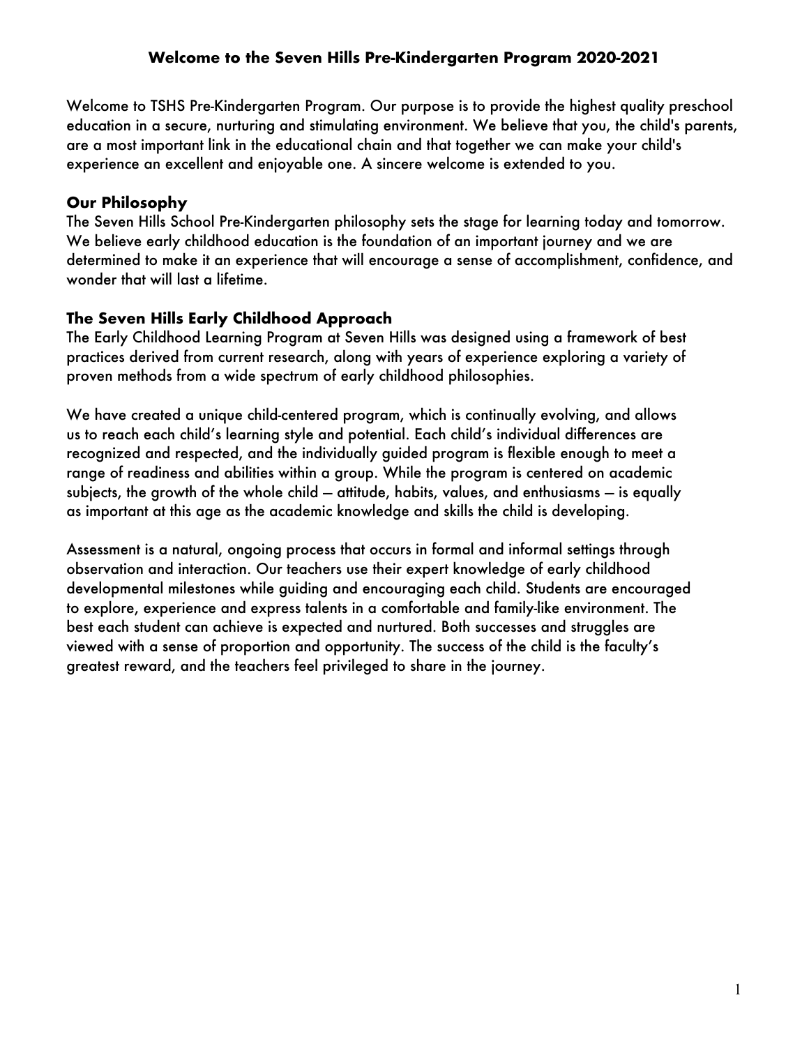# Welcome to the Seven Hills Pre-Kindergarten Program 2020-2021

Welcome to TSHS Pre-Kindergarten Program. Our purpose is to provide the highest quality preschool education in a secure, nurturing and stimulating environment. We believe that you, the child's parents, are a most important link in the educational chain and that together we can make your child's experience an excellent and enjoyable one. A sincere welcome is extended to you.

## Our Philosophy

The Seven Hills School Pre-Kindergarten philosophy sets the stage for learning today and tomorrow. We believe early childhood education is the foundation of an important journey and we are determined to make it an experience that will encourage a sense of accomplishment, confidence, and wonder that will last a lifetime.

## The Seven Hills Early Childhood Approach

The Early Childhood Learning Program at Seven Hills was designed using a framework of best practices derived from current research, along with years of experience exploring a variety of proven methods from a wide spectrum of early childhood philosophies.

We have created a unique child-centered program, which is continually evolving, and allows us to reach each child's learning style and potential. Each child's individual differences are recognized and respected, and the individually guided program is flexible enough to meet a range of readiness and abilities within a group. While the program is centered on academic subjects, the growth of the whole child — attitude, habits, values, and enthusiasms — is equally as important at this age as the academic knowledge and skills the child is developing.

Assessment is a natural, ongoing process that occurs in formal and informal settings through observation and interaction. Our teachers use their expert knowledge of early childhood developmental milestones while guiding and encouraging each child. Students are encouraged to explore, experience and express talents in a comfortable and family-like environment. The best each student can achieve is expected and nurtured. Both successes and struggles are viewed with a sense of proportion and opportunity. The success of the child is the faculty's greatest reward, and the teachers feel privileged to share in the journey.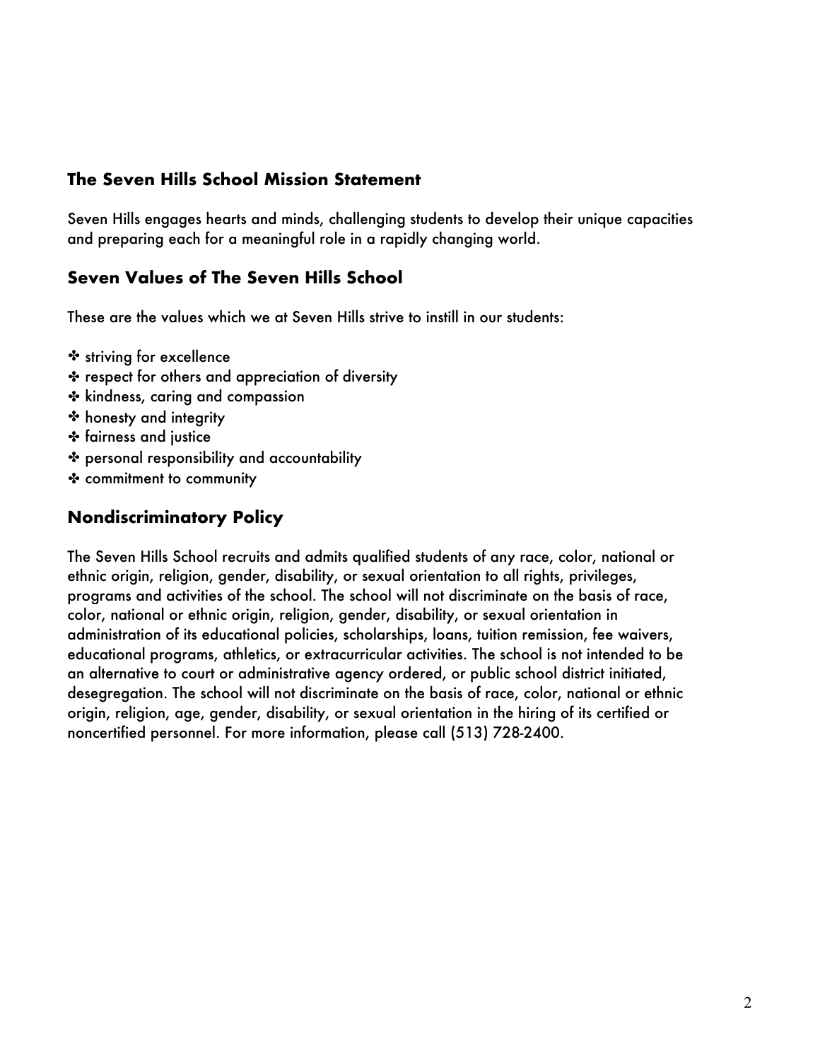## The Seven Hills School Mission Statement

Seven Hills engages hearts and minds, challenging students to develop their unique capacities and preparing each for a meaningful role in a rapidly changing world.

## Seven Values of The Seven Hills School

These are the values which we at Seven Hills strive to instill in our students:

- ✣ striving for excellence
- ✣ respect for others and appreciation of diversity
- ✣ kindness, caring and compassion
- ✣ honesty and integrity
- ✣ fairness and justice
- ✣ personal responsibility and accountability
- ✣ commitment to community

## Nondiscriminatory Policy

The Seven Hills School recruits and admits qualified students of any race, color, national or ethnic origin, religion, gender, disability, or sexual orientation to all rights, privileges, programs and activities of the school. The school will not discriminate on the basis of race, color, national or ethnic origin, religion, gender, disability, or sexual orientation in administration of its educational policies, scholarships, loans, tuition remission, fee waivers, educational programs, athletics, or extracurricular activities. The school is not intended to be an alternative to court or administrative agency ordered, or public school district initiated, desegregation. The school will not discriminate on the basis of race, color, national or ethnic origin, religion, age, gender, disability, or sexual orientation in the hiring of its certified or noncertified personnel. For more information, please call (513) 728-2400.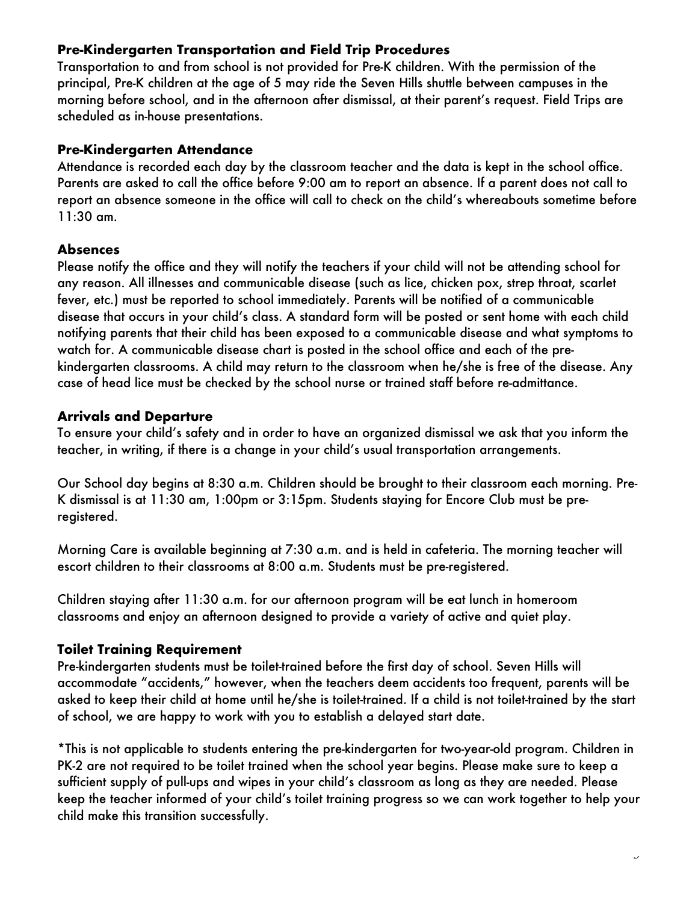### Pre-Kindergarten Transportation and Field Trip Procedures

Transportation to and from school is not provided for Pre-K children. With the permission of the principal, Pre-K children at the age of 5 may ride the Seven Hills shuttle between campuses in the morning before school, and in the afternoon after dismissal, at their parent's request. Field Trips are scheduled as in-house presentations.

### Pre-Kindergarten Attendance

Attendance is recorded each day by the classroom teacher and the data is kept in the school office. Parents are asked to call the office before 9:00 am to report an absence. If a parent does not call to report an absence someone in the office will call to check on the child's whereabouts sometime before 11:30 am.

### Absences

Please notify the office and they will notify the teachers if your child will not be attending school for any reason. All illnesses and communicable disease (such as lice, chicken pox, strep throat, scarlet fever, etc.) must be reported to school immediately. Parents will be notified of a communicable disease that occurs in your child's class. A standard form will be posted or sent home with each child notifying parents that their child has been exposed to a communicable disease and what symptoms to watch for. A communicable disease chart is posted in the school office and each of the pre-kindergarten classrooms. A child may return to the classroom when he/she is free of the disease. Any case of head lice must be checked by the school nurse or trained staff before re-admittance.

### Arrivals and Departure

To ensure your child's safety and in order to have an organized dismissal we ask that you inform the teacher, in writing, if there is a change in your child's usual transportation arrangements.

Our School day begins at 8:30 a.m. Children should be brought to their classroom each morning. Pre-K dismissal is at 11:30 am, 1:00pm or 3:15pm. Students staying for Encore Club must be pre-registered.

Morning Care is available beginning at 7:30 a.m. and is held in cafeteria. The morning teacher will escort children to their classrooms at 8:00 a.m. Students must be pre-registered.

Children staying after 11:30 a.m. for our afternoon program will be eat lunch in homeroom classrooms and enjoy an afternoon designed to provide a variety of active and quiet play.

### Toilet Training Requirement

Pre-kindergarten students must be toilet-trained before the first day of school. Seven Hills will accommodate "accidents," however, when the teachers deem accidents too frequent, parents will be asked to keep their child at home until he/she is toilet-trained. If a child is not toilet-trained by the start of school, we are happy to work with you to establish a delayed start date.

*This is not applicable to students entering the pre-kindergarten for two-year-old program. Children in PK-2 are not required to be toilet trained when the school year begins. Please make sure to keep a sufficient supply of pull-ups and wipes in your child's classroom as long as they are needed. Please keep the teacher informed of your child's toilet training progress so we can work together to help your child make this transition successfully.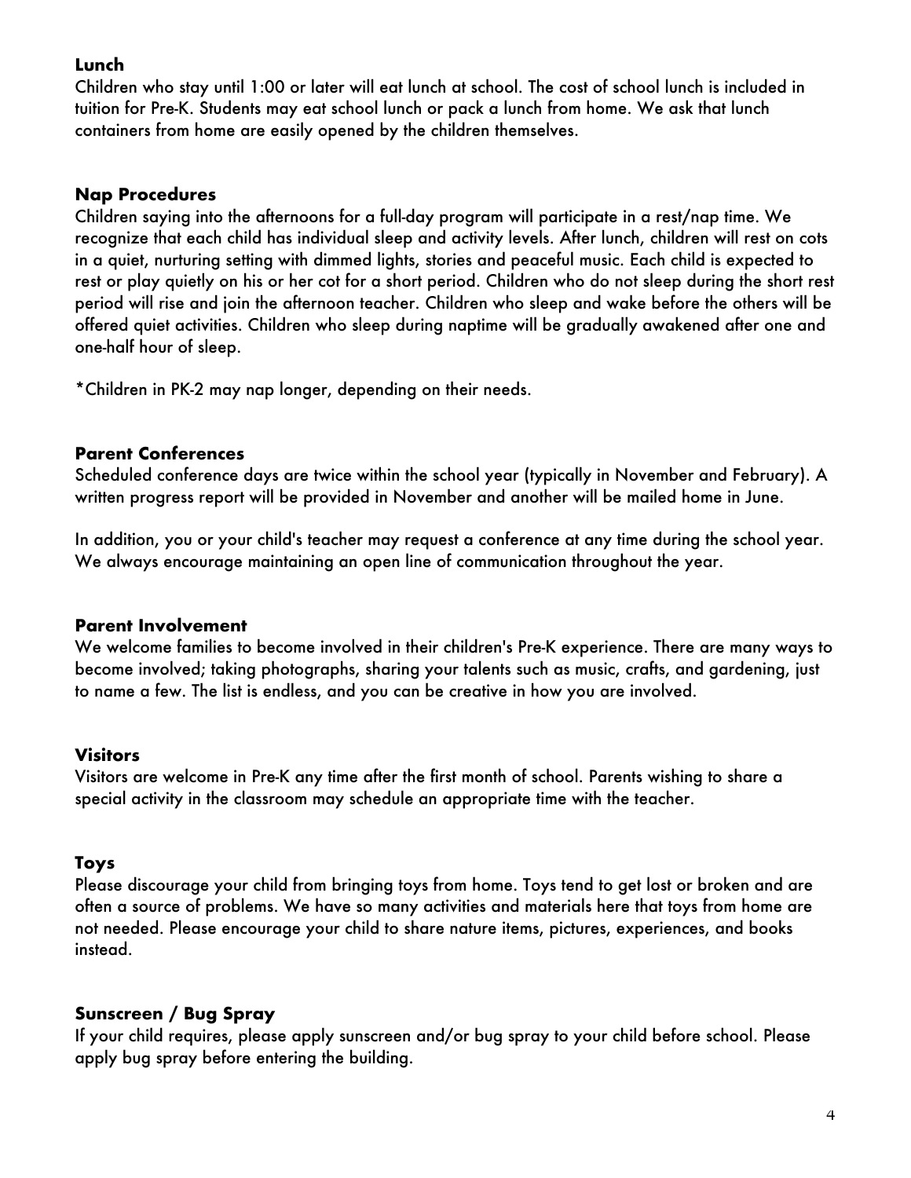## Lunch

Children who stay until 1:00 or later will eat lunch at school. The cost of school lunch is included in tuition for Pre-K. Students may eat school lunch or pack a lunch from home. We ask that lunch containers from home are easily opened by the children themselves.

## Nap Procedures

Children saying into the afternoons for a full-day program will participate in a rest/nap time. We recognize that each child has individual sleep and activity levels. After lunch, children will rest on cots in a quiet, nurturing setting with dimmed lights, stories and peaceful music. Each child is expected to rest or play quietly on his or her cot for a short period. Children who do not sleep during the short rest period will rise and join the afternoon teacher. Children who sleep and wake before the others will be offered quiet activities. Children who sleep during naptime will be gradually awakened after one and one-half hour of sleep.

*Children in PK-2 may nap longer, depending on their needs.

## Parent Conferences

Scheduled conference days are twice within the school year (typically in November and February). A written progress report will be provided in November and another will be mailed home in June.

In addition, you or your child's teacher may request a conference at any time during the school year. We always encourage maintaining an open line of communication throughout the year.

## Parent Involvement

We welcome families to become involved in their children's Pre-K experience. There are many ways to become involved; taking photographs, sharing your talents such as music, crafts, and gardening, just to name a few. The list is endless, and you can be creative in how you are involved.

## Visitors

Visitors are welcome in Pre-K any time after the first month of school. Parents wishing to share a special activity in the classroom may schedule an appropriate time with the teacher.

## Toys

Please discourage your child from bringing toys from home. Toys tend to get lost or broken and are often a source of problems. We have so many activities and materials here that toys from home are not needed. Please encourage your child to share nature items, pictures, experiences, and books instead.

## Sunscreen / Bug Spray

If your child requires, please apply sunscreen and/or bug spray to your child before school. Please apply bug spray before entering the building.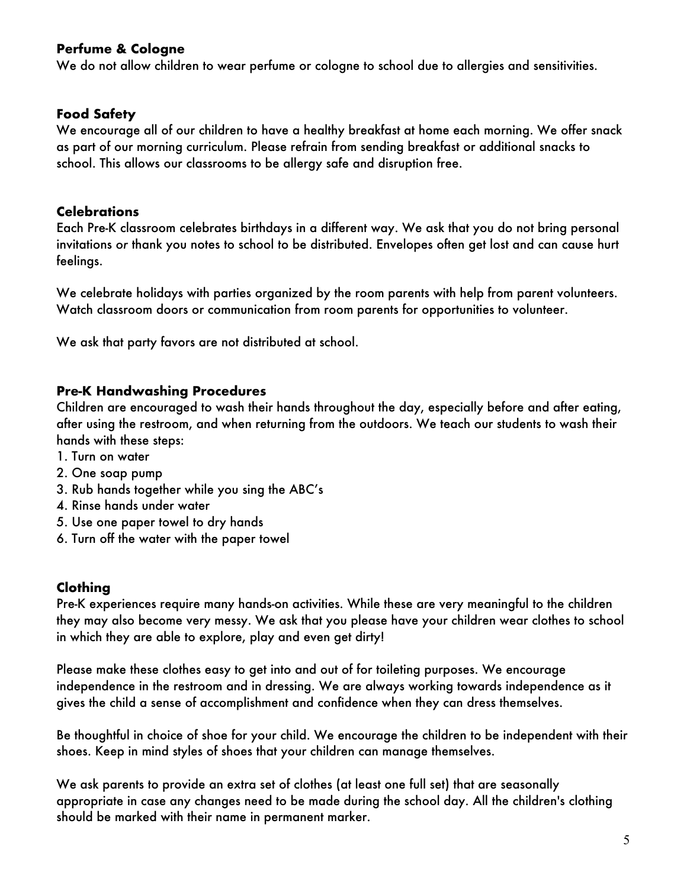**Perfume & Cologne**

We do not allow children to wear perfume or cologne to school due to allergies and sensitivities.

**Food Safety**

We encourage all of our children to have a healthy breakfast at home each morning. We offer snack as part of our morning curriculum. Please refrain from sending breakfast or additional snacks to school. This allows our classrooms to be allergy safe and disruption free.

**Celebrations**

Each Pre-K classroom celebrates birthdays in a different way. We ask that you do not bring personal invitations or thank you notes to school to be distributed. Envelopes often get lost and can cause hurt feelings.

We celebrate holidays with parties organized by the room parents with help from parent volunteers. Watch classroom doors or communication from room parents for opportunities to volunteer.

We ask that party favors are not distributed at school.

**Pre-K Handwashing Procedures**

Children are encouraged to wash their hands throughout the day, especially before and after eating, after using the restroom, and when returning from the outdoors. We teach our students to wash their hands with these steps:

1. Turn on water
2. One soap pump
3. Rub hands together while you sing the ABC's
4. Rinse hands under water
5. Use one paper towel to dry hands
6. Turn off the water with the paper towel

**Clothing**

Pre-K experiences require many hands-on activities. While these are very meaningful to the children they may also become very messy. We ask that you please have your children wear clothes to school in which they are able to explore, play and even get dirty!

Please make these clothes easy to get into and out of for toileting purposes. We encourage independence in the restroom and in dressing. We are always working towards independence as it gives the child a sense of accomplishment and confidence when they can dress themselves.

Be thoughtful in choice of shoe for your child. We encourage the children to be independent with their shoes. Keep in mind styles of shoes that your children can manage themselves.

We ask parents to provide an extra set of clothes (at least one full set) that are seasonally appropriate in case any changes need to be made during the school day. All the children's clothing should be marked with their name in permanent marker.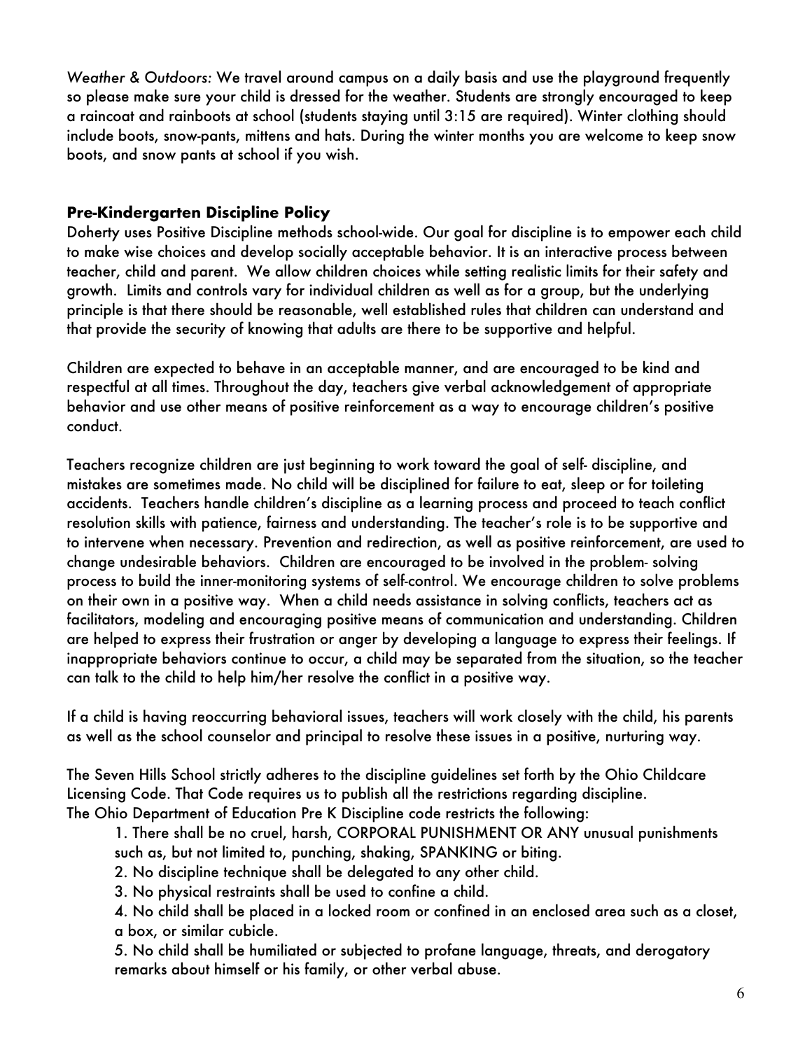*Weather & Outdoors:* We travel around campus on a daily basis and use the playground frequently so please make sure your child is dressed for the weather. Students are strongly encouraged to keep a raincoat and rainboots at school (students staying until 3:15 are required). Winter clothing should include boots, snow-pants, mittens and hats. During the winter months you are welcome to keep snow boots, and snow pants at school if you wish.

## Pre-Kindergarten Discipline Policy

Doherty uses Positive Discipline methods school-wide. Our goal for discipline is to empower each child to make wise choices and develop socially acceptable behavior. It is an interactive process between teacher, child and parent. We allow children choices while setting realistic limits for their safety and growth. Limits and controls vary for individual children as well as for a group, but the underlying principle is that there should be reasonable, well established rules that children can understand and that provide the security of knowing that adults are there to be supportive and helpful.

Children are expected to behave in an acceptable manner, and are encouraged to be kind and respectful at all times. Throughout the day, teachers give verbal acknowledgement of appropriate behavior and use other means of positive reinforcement as a way to encourage children's positive conduct.

Teachers recognize children are just beginning to work toward the goal of self- discipline, and mistakes are sometimes made. No child will be disciplined for failure to eat, sleep or for toileting accidents. Teachers handle children's discipline as a learning process and proceed to teach conflict resolution skills with patience, fairness and understanding. The teacher's role is to be supportive and to intervene when necessary. Prevention and redirection, as well as positive reinforcement, are used to change undesirable behaviors. Children are encouraged to be involved in the problem- solving process to build the inner-monitoring systems of self-control. We encourage children to solve problems on their own in a positive way. When a child needs assistance in solving conflicts, teachers act as facilitators, modeling and encouraging positive means of communication and understanding. Children are helped to express their frustration or anger by developing a language to express their feelings. If inappropriate behaviors continue to occur, a child may be separated from the situation, so the teacher can talk to the child to help him/her resolve the conflict in a positive way.

If a child is having reoccurring behavioral issues, teachers will work closely with the child, his parents as well as the school counselor and principal to resolve these issues in a positive, nurturing way.

The Seven Hills School strictly adheres to the discipline guidelines set forth by the Ohio Childcare Licensing Code. That Code requires us to publish all the restrictions regarding discipline.
The Ohio Department of Education Pre K Discipline code restricts the following:

1. There shall be no cruel, harsh, CORPORAL PUNISHMENT OR ANY unusual punishments such as, but not limited to, punching, shaking, SPANKING or biting.
2. No discipline technique shall be delegated to any other child.
3. No physical restraints shall be used to confine a child.
4. No child shall be placed in a locked room or confined in an enclosed area such as a closet, a box, or similar cubicle.
5. No child shall be humiliated or subjected to profane language, threats, and derogatory remarks about himself or his family, or other verbal abuse.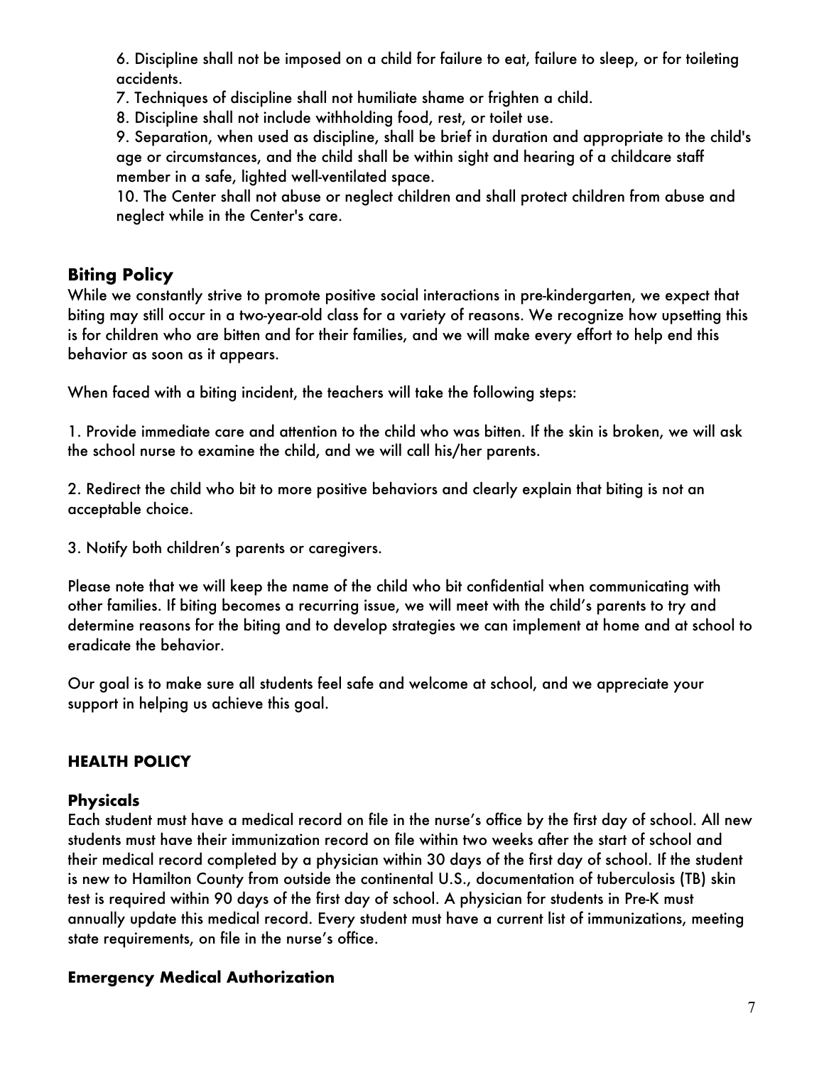6. Discipline shall not be imposed on a child for failure to eat, failure to sleep, or for toileting accidents.
7. Techniques of discipline shall not humiliate shame or frighten a child.
8. Discipline shall not include withholding food, rest, or toilet use.
9. Separation, when used as discipline, shall be brief in duration and appropriate to the child's age or circumstances, and the child shall be within sight and hearing of a childcare staff member in a safe, lighted well-ventilated space.
10. The Center shall not abuse or neglect children and shall protect children from abuse and neglect while in the Center's care.

## Biting Policy

While we constantly strive to promote positive social interactions in pre-kindergarten, we expect that biting may still occur in a two-year-old class for a variety of reasons. We recognize how upsetting this is for children who are bitten and for their families, and we will make every effort to help end this behavior as soon as it appears.

When faced with a biting incident, the teachers will take the following steps:

1. Provide immediate care and attention to the child who was bitten. If the skin is broken, we will ask the school nurse to examine the child, and we will call his/her parents.

2. Redirect the child who bit to more positive behaviors and clearly explain that biting is not an acceptable choice.

3. Notify both children's parents or caregivers.

Please note that we will keep the name of the child who bit confidential when communicating with other families. If biting becomes a recurring issue, we will meet with the child's parents to try and determine reasons for the biting and to develop strategies we can implement at home and at school to eradicate the behavior.

Our goal is to make sure all students feel safe and welcome at school, and we appreciate your support in helping us achieve this goal.

## HEALTH POLICY

### Physicals

Each student must have a medical record on file in the nurse's office by the first day of school. All new students must have their immunization record on file within two weeks after the start of school and their medical record completed by a physician within 30 days of the first day of school. If the student is new to Hamilton County from outside the continental U.S., documentation of tuberculosis (TB) skin test is required within 90 days of the first day of school. A physician for students in Pre-K must annually update this medical record. Every student must have a current list of immunizations, meeting state requirements, on file in the nurse's office.

### Emergency Medical Authorization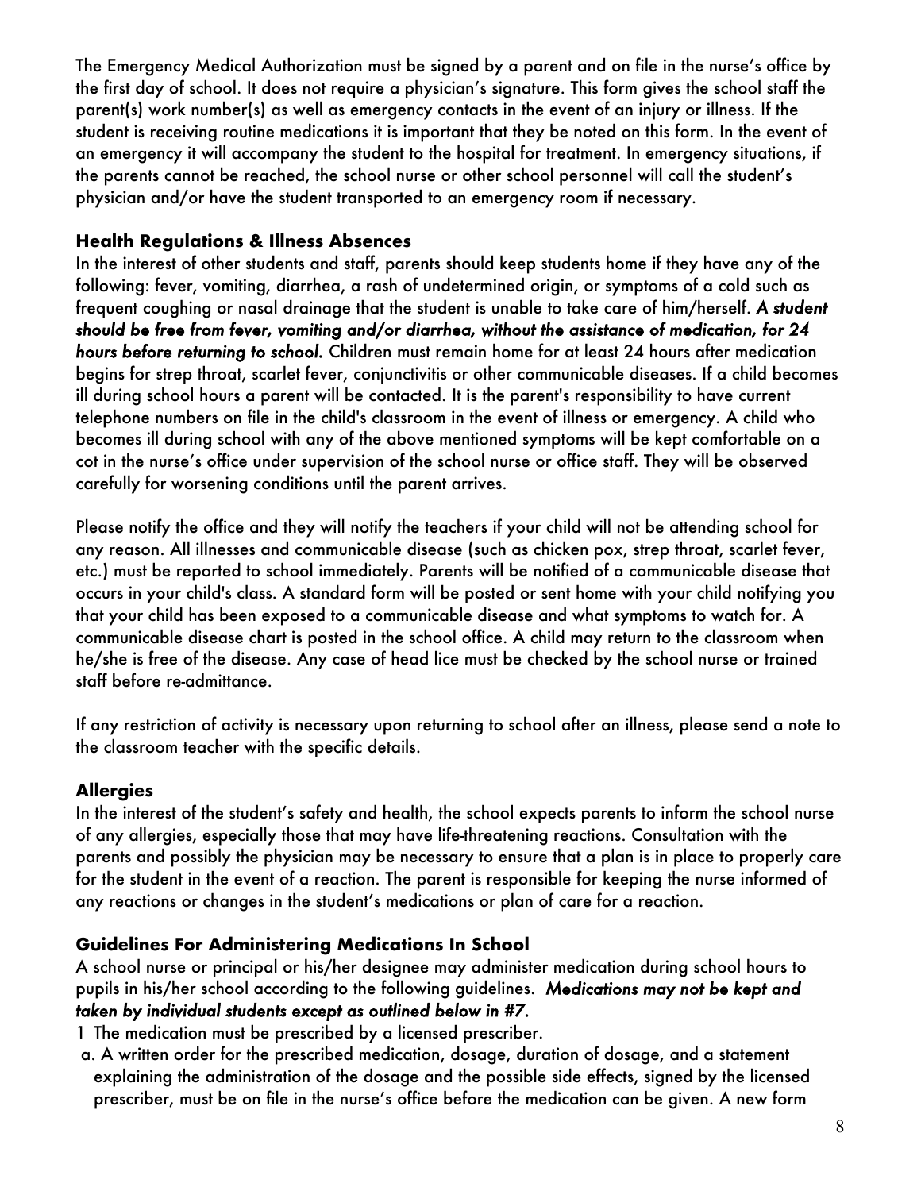The Emergency Medical Authorization must be signed by a parent and on file in the nurse's office by the first day of school. It does not require a physician's signature. This form gives the school staff the parent(s) work number(s) as well as emergency contacts in the event of an injury or illness. If the student is receiving routine medications it is important that they be noted on this form. In the event of an emergency it will accompany the student to the hospital for treatment. In emergency situations, if the parents cannot be reached, the school nurse or other school personnel will call the student's physician and/or have the student transported to an emergency room if necessary.

### Health Regulations & Illness Absences

In the interest of other students and staff, parents should keep students home if they have any of the following: fever, vomiting, diarrhea, a rash of undetermined origin, or symptoms of a cold such as frequent coughing or nasal drainage that the student is unable to take care of him/herself. ***A student should be free from fever, vomiting and/or diarrhea, without the assistance of medication, for 24 hours before returning to school.*** Children must remain home for at least 24 hours after medication begins for strep throat, scarlet fever, conjunctivitis or other communicable diseases. If a child becomes ill during school hours a parent will be contacted. It is the parent's responsibility to have current telephone numbers on file in the child's classroom in the event of illness or emergency. A child who becomes ill during school with any of the above mentioned symptoms will be kept comfortable on a cot in the nurse's office under supervision of the school nurse or office staff. They will be observed carefully for worsening conditions until the parent arrives.

Please notify the office and they will notify the teachers if your child will not be attending school for any reason. All illnesses and communicable disease (such as chicken pox, strep throat, scarlet fever, etc.) must be reported to school immediately. Parents will be notified of a communicable disease that occurs in your child's class. A standard form will be posted or sent home with your child notifying you that your child has been exposed to a communicable disease and what symptoms to watch for. A communicable disease chart is posted in the school office. A child may return to the classroom when he/she is free of the disease. Any case of head lice must be checked by the school nurse or trained staff before re-admittance.

If any restriction of activity is necessary upon returning to school after an illness, please send a note to the classroom teacher with the specific details.

### Allergies

In the interest of the student's safety and health, the school expects parents to inform the school nurse of any allergies, especially those that may have life-threatening reactions. Consultation with the parents and possibly the physician may be necessary to ensure that a plan is in place to properly care for the student in the event of a reaction. The parent is responsible for keeping the nurse informed of any reactions or changes in the student's medications or plan of care for a reaction.

### Guidelines For Administering Medications In School

A school nurse or principal or his/her designee may administer medication during school hours to pupils in his/her school according to the following guidelines. ***Medications may not be kept and taken by individual students except as outlined below in #7.***

1 The medication must be prescribed by a licensed prescriber.

a. A written order for the prescribed medication, dosage, duration of dosage, and a statement explaining the administration of the dosage and the possible side effects, signed by the licensed prescriber, must be on file in the nurse's office before the medication can be given. A new form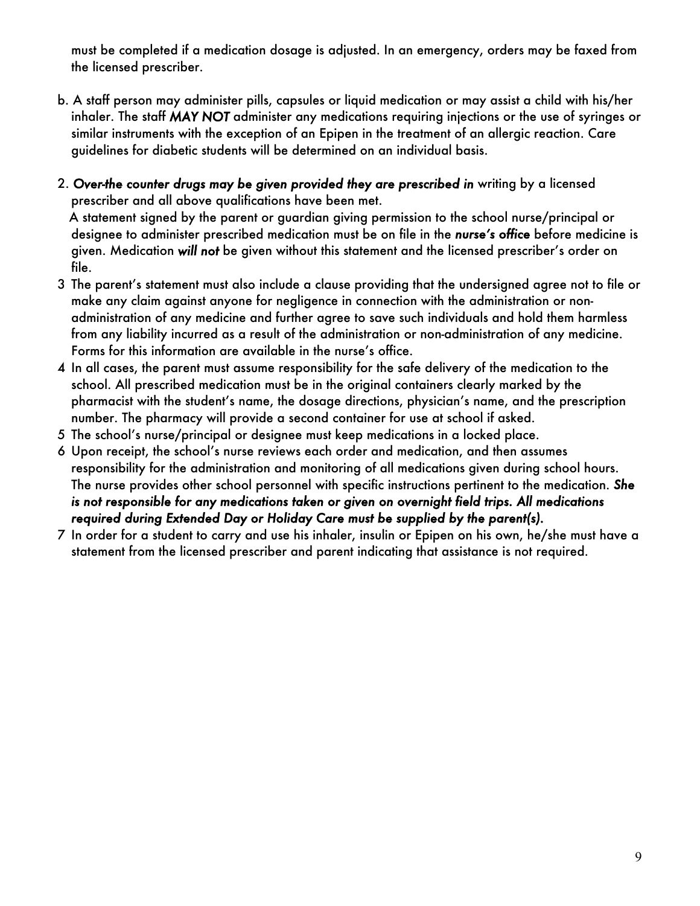must be completed if a medication dosage is adjusted. In an emergency, orders may be faxed from the licensed prescriber.

b. A staff person may administer pills, capsules or liquid medication or may assist a child with his/her inhaler. The staff ***MAY NOT*** administer any medications requiring injections or the use of syringes or similar instruments with the exception of an Epipen in the treatment of an allergic reaction. Care guidelines for diabetic students will be determined on an individual basis.

2. ***Over-the counter drugs may be given provided they are prescribed in*** writing by a licensed prescriber and all above qualifications have been met.
   A statement signed by the parent or guardian giving permission to the school nurse/principal or designee to administer prescribed medication must be on file in the ***nurse's office*** before medicine is given. Medication ***will not*** be given without this statement and the licensed prescriber's order on file.
3. The parent's statement must also include a clause providing that the undersigned agree not to file or make any claim against anyone for negligence in connection with the administration or non-administration of any medicine and further agree to save such individuals and hold them harmless from any liability incurred as a result of the administration or non-administration of any medicine. Forms for this information are available in the nurse's office.
4. In all cases, the parent must assume responsibility for the safe delivery of the medication to the school. All prescribed medication must be in the original containers clearly marked by the pharmacist with the student's name, the dosage directions, physician's name, and the prescription number. The pharmacy will provide a second container for use at school if asked.
5. The school's nurse/principal or designee must keep medications in a locked place.
6. Upon receipt, the school's nurse reviews each order and medication, and then assumes responsibility for the administration and monitoring of all medications given during school hours. The nurse provides other school personnel with specific instructions pertinent to the medication. ***She is not responsible for any medications taken or given on overnight field trips. All medications required during Extended Day or Holiday Care must be supplied by the parent(s).***
7. In order for a student to carry and use his inhaler, insulin or Epipen on his own, he/she must have a statement from the licensed prescriber and parent indicating that assistance is not required.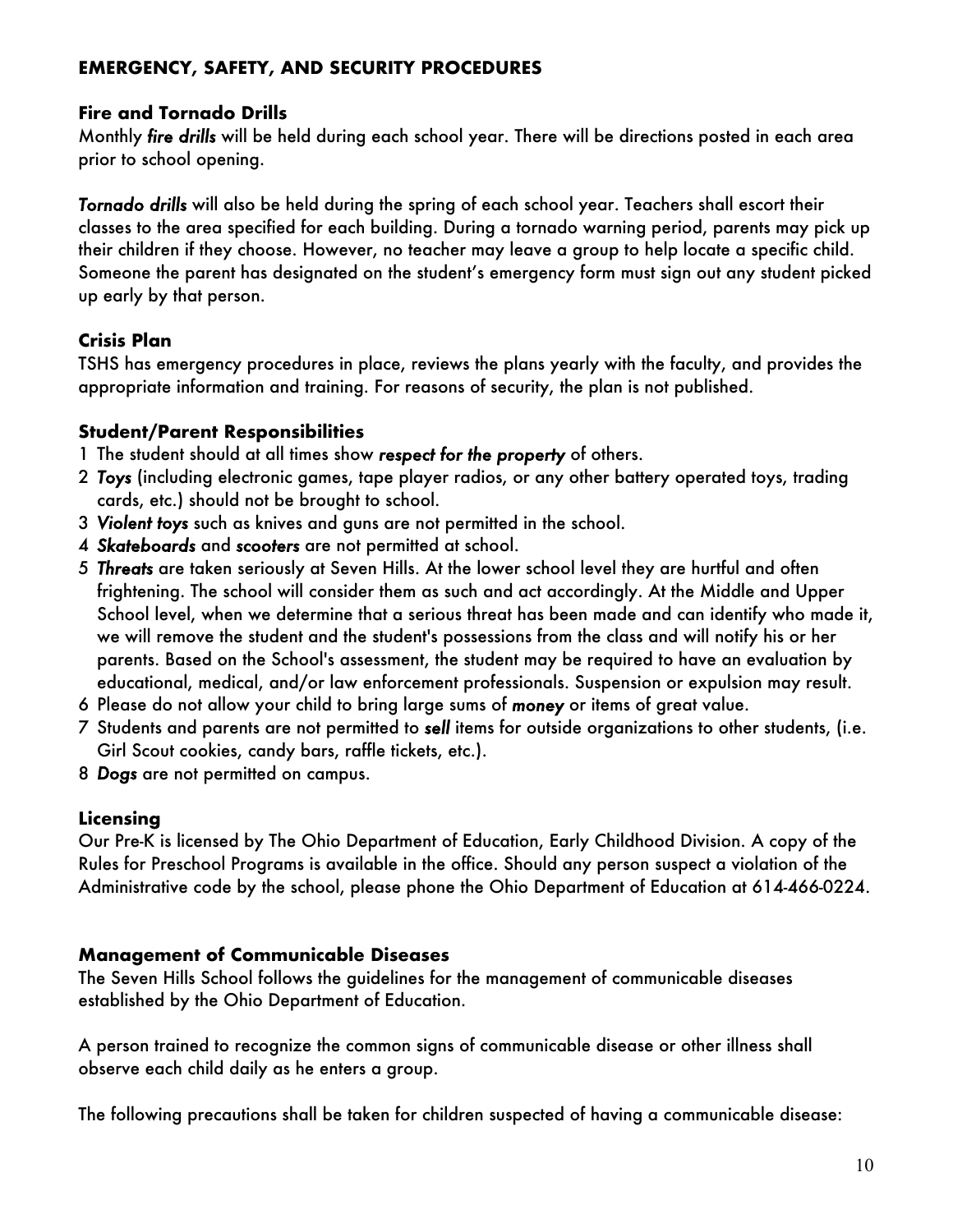## EMERGENCY, SAFETY, AND SECURITY PROCEDURES

### Fire and Tornado Drills

Monthly ***fire drills*** will be held during each school year. There will be directions posted in each area prior to school opening.

***Tornado drills*** will also be held during the spring of each school year. Teachers shall escort their classes to the area specified for each building. During a tornado warning period, parents may pick up their children if they choose. However, no teacher may leave a group to help locate a specific child. Someone the parent has designated on the student's emergency form must sign out any student picked up early by that person.

### Crisis Plan

TSHS has emergency procedures in place, reviews the plans yearly with the faculty, and provides the appropriate information and training. For reasons of security, the plan is not published.

### Student/Parent Responsibilities

1. The student should at all times show ***respect for the property*** of others.
2. ***Toys*** (including electronic games, tape player radios, or any other battery operated toys, trading cards, etc.) should not be brought to school.
3. ***Violent toys*** such as knives and guns are not permitted in the school.
4. ***Skateboards*** and ***scooters*** are not permitted at school.
5. ***Threats*** are taken seriously at Seven Hills. At the lower school level they are hurtful and often frightening. The school will consider them as such and act accordingly. At the Middle and Upper School level, when we determine that a serious threat has been made and can identify who made it, we will remove the student and the student's possessions from the class and will notify his or her parents. Based on the School's assessment, the student may be required to have an evaluation by educational, medical, and/or law enforcement professionals. Suspension or expulsion may result.
6. Please do not allow your child to bring large sums of ***money*** or items of great value.
7. Students and parents are not permitted to ***sell*** items for outside organizations to other students, (i.e. Girl Scout cookies, candy bars, raffle tickets, etc.).
8. ***Dogs*** are not permitted on campus.

### Licensing

Our Pre-K is licensed by The Ohio Department of Education, Early Childhood Division. A copy of the Rules for Preschool Programs is available in the office. Should any person suspect a violation of the Administrative code by the school, please phone the Ohio Department of Education at 614-466-0224.

### Management of Communicable Diseases

The Seven Hills School follows the guidelines for the management of communicable diseases established by the Ohio Department of Education.

A person trained to recognize the common signs of communicable disease or other illness shall observe each child daily as he enters a group.

The following precautions shall be taken for children suspected of having a communicable disease: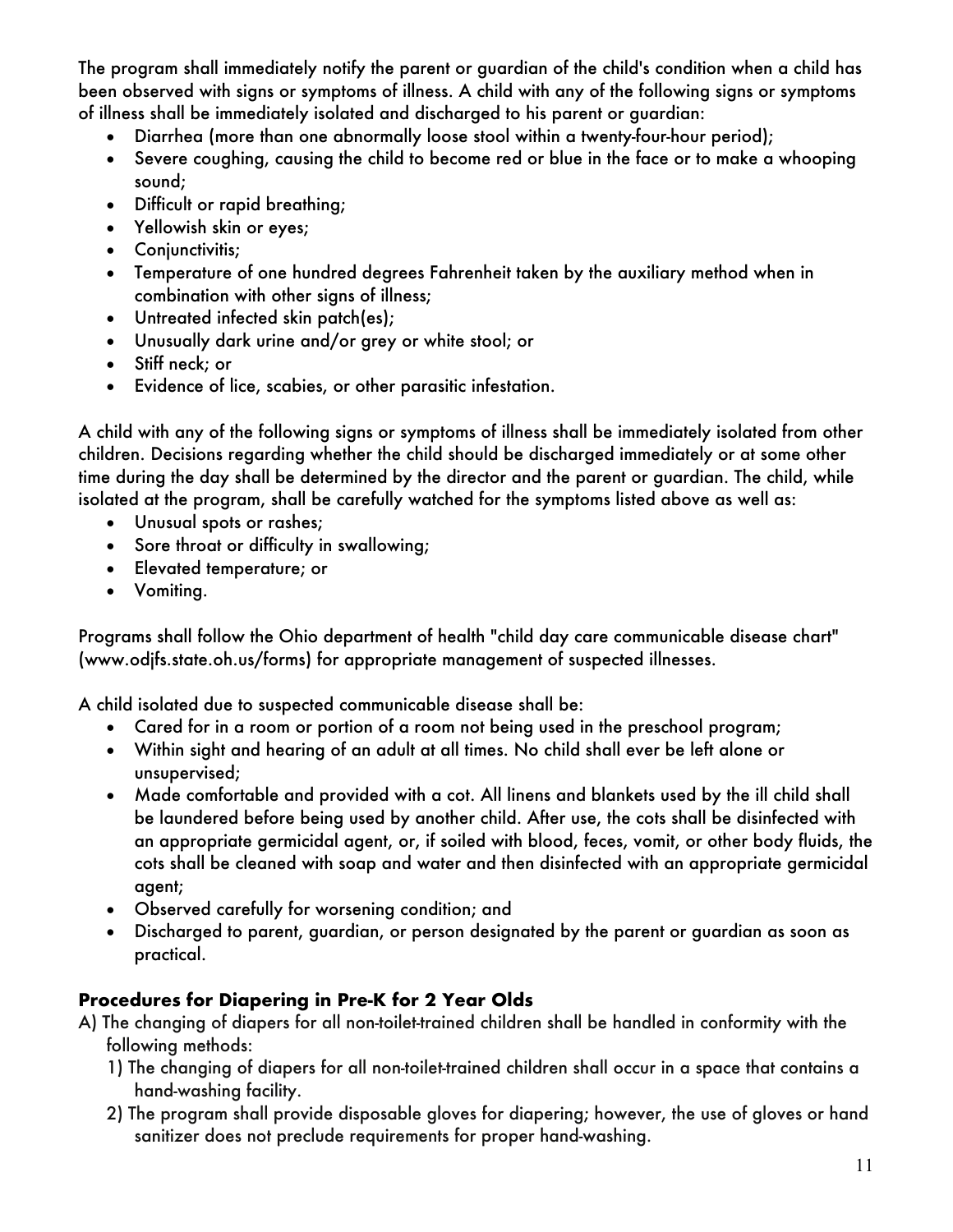The program shall immediately notify the parent or guardian of the child's condition when a child has been observed with signs or symptoms of illness. A child with any of the following signs or symptoms of illness shall be immediately isolated and discharged to his parent or guardian:

- Diarrhea (more than one abnormally loose stool within a twenty-four-hour period);
- Severe coughing, causing the child to become red or blue in the face or to make a whooping sound;
- Difficult or rapid breathing;
- Yellowish skin or eyes;
- Conjunctivitis;
- Temperature of one hundred degrees Fahrenheit taken by the auxiliary method when in combination with other signs of illness;
- Untreated infected skin patch(es);
- Unusually dark urine and/or grey or white stool; or
- Stiff neck; or
- Evidence of lice, scabies, or other parasitic infestation.

A child with any of the following signs or symptoms of illness shall be immediately isolated from other children. Decisions regarding whether the child should be discharged immediately or at some other time during the day shall be determined by the director and the parent or guardian. The child, while isolated at the program, shall be carefully watched for the symptoms listed above as well as:

- Unusual spots or rashes;
- Sore throat or difficulty in swallowing;
- Elevated temperature; or
- Vomiting.

Programs shall follow the Ohio department of health "child day care communicable disease chart" (www.odjfs.state.oh.us/forms) for appropriate management of suspected illnesses.

A child isolated due to suspected communicable disease shall be:

- Cared for in a room or portion of a room not being used in the preschool program;
- Within sight and hearing of an adult at all times. No child shall ever be left alone or unsupervised;
- Made comfortable and provided with a cot. All linens and blankets used by the ill child shall be laundered before being used by another child. After use, the cots shall be disinfected with an appropriate germicidal agent, or, if soiled with blood, feces, vomit, or other body fluids, the cots shall be cleaned with soap and water and then disinfected with an appropriate germicidal agent;
- Observed carefully for worsening condition; and
- Discharged to parent, guardian, or person designated by the parent or guardian as soon as practical.

### Procedures for Diapering in Pre-K for 2 Year Olds

A) The changing of diapers for all non-toilet-trained children shall be handled in conformity with the following methods:

1) The changing of diapers for all non-toilet-trained children shall occur in a space that contains a hand-washing facility.
2) The program shall provide disposable gloves for diapering; however, the use of gloves or hand sanitizer does not preclude requirements for proper hand-washing.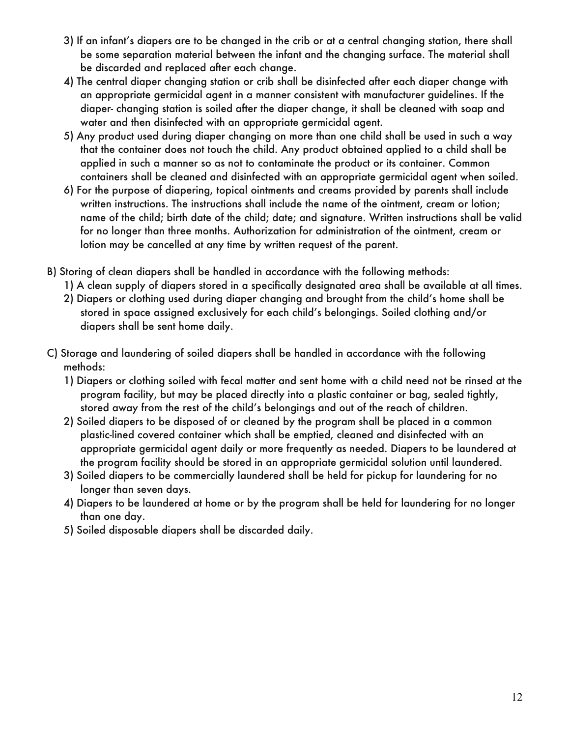3) If an infant's diapers are to be changed in the crib or at a central changing station, there shall be some separation material between the infant and the changing surface. The material shall be discarded and replaced after each change.

4) The central diaper changing station or crib shall be disinfected after each diaper change with an appropriate germicidal agent in a manner consistent with manufacturer guidelines. If the diaper- changing station is soiled after the diaper change, it shall be cleaned with soap and water and then disinfected with an appropriate germicidal agent.

5) Any product used during diaper changing on more than one child shall be used in such a way that the container does not touch the child. Any product obtained applied to a child shall be applied in such a manner so as not to contaminate the product or its container. Common containers shall be cleaned and disinfected with an appropriate germicidal agent when soiled.

6) For the purpose of diapering, topical ointments and creams provided by parents shall include written instructions. The instructions shall include the name of the ointment, cream or lotion; name of the child; birth date of the child; date; and signature. Written instructions shall be valid for no longer than three months. Authorization for administration of the ointment, cream or lotion may be cancelled at any time by written request of the parent.

B) Storing of clean diapers shall be handled in accordance with the following methods:

1) A clean supply of diapers stored in a specifically designated area shall be available at all times.

2) Diapers or clothing used during diaper changing and brought from the child's home shall be stored in space assigned exclusively for each child's belongings. Soiled clothing and/or diapers shall be sent home daily.

C) Storage and laundering of soiled diapers shall be handled in accordance with the following methods:

1) Diapers or clothing soiled with fecal matter and sent home with a child need not be rinsed at the program facility, but may be placed directly into a plastic container or bag, sealed tightly, stored away from the rest of the child's belongings and out of the reach of children.

2) Soiled diapers to be disposed of or cleaned by the program shall be placed in a common plastic-lined covered container which shall be emptied, cleaned and disinfected with an appropriate germicidal agent daily or more frequently as needed. Diapers to be laundered at the program facility should be stored in an appropriate germicidal solution until laundered.

3) Soiled diapers to be commercially laundered shall be held for pickup for laundering for no longer than seven days.

4) Diapers to be laundered at home or by the program shall be held for laundering for no longer than one day.

5) Soiled disposable diapers shall be discarded daily.